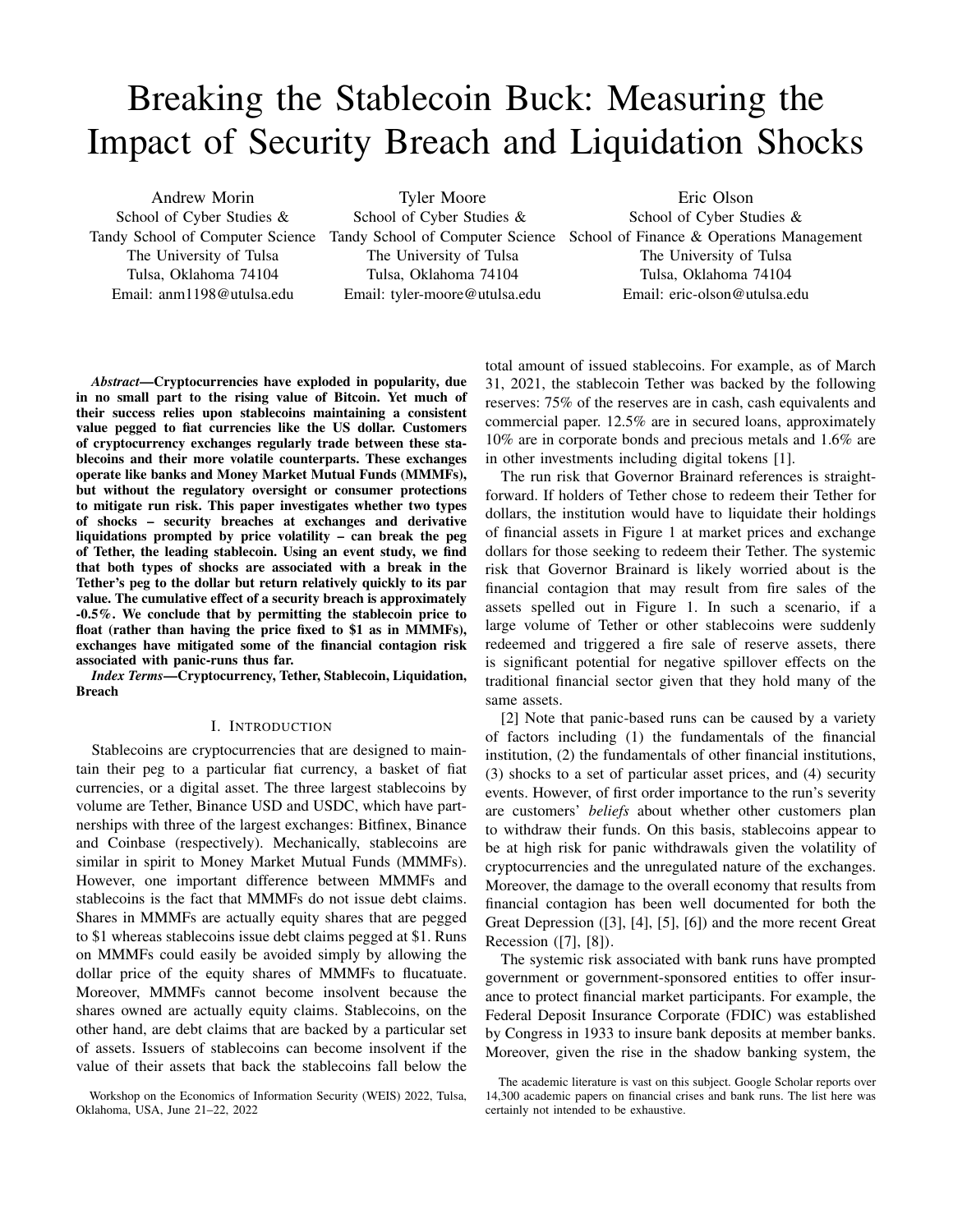# Breaking the Stablecoin Buck: Measuring the Impact of Security Breach and Liquidation Shocks

Andrew Morin
School of Cyber Studies &
Tandy School of Computer Science
The University of Tulsa
Tulsa, Oklahoma 74104
Email: anm1198@utulsa.edu

Tyler Moore
School of Cyber Studies &
Tandy School of Computer Science
The University of Tulsa
Tulsa, Oklahoma 74104
Email: tyler-moore@utulsa.edu

Eric Olson
School of Cyber Studies &
School of Finance & Operations Management
The University of Tulsa
Tulsa, Oklahoma 74104
Email: eric-olson@utulsa.edu

***Abstract*—Cryptocurrencies have exploded in popularity, due in no small part to the rising value of Bitcoin. Yet much of their success relies upon stablecoins maintaining a consistent value pegged to fiat currencies like the US dollar. Customers of cryptocurrency exchanges regularly trade between these stablecoins and their more volatile counterparts. These exchanges operate like banks and Money Market Mutual Funds (MMMFs), but without the regulatory oversight or consumer protections to mitigate run risk. This paper investigates whether two types of shocks – security breaches at exchanges and derivative liquidations prompted by price volatility – can break the peg of Tether, the leading stablecoin. Using an event study, we find that both types of shocks are associated with a break in the Tether's peg to the dollar but return relatively quickly to its par value. The cumulative effect of a security breach is approximately -0.5%. We conclude that by permitting the stablecoin price to float (rather than having the price fixed to $1 as in MMMFs), exchanges have mitigated some of the financial contagion risk associated with panic-runs thus far.**

***Index Terms*—Cryptocurrency, Tether, Stablecoin, Liquidation, Breach**

## I. Introduction

Stablecoins are cryptocurrencies that are designed to maintain their peg to a particular fiat currency, a basket of fiat currencies, or a digital asset. The three largest stablecoins by volume are Tether, Binance USD and USDC, which have partnerships with three of the largest exchanges: Bitfinex, Binance and Coinbase (respectively). Mechanically, stablecoins are similar in spirit to Money Market Mutual Funds (MMMFs). However, one important difference between MMMFs and stablecoins is the fact that MMMFs do not issue debt claims. Shares in MMMFs are actually equity shares that are pegged to $1 whereas stablecoins issue debt claims pegged at $1. Runs on MMMFs could easily be avoided simply by allowing the dollar price of the equity shares of MMMFs to flucatuate. Moreover, MMMFs cannot become insolvent because the shares owned are actually equity claims. Stablecoins, on the other hand, are debt claims that are backed by a particular set of assets. Issuers of stablecoins can become insolvent if the value of their assets that back the stablecoins fall below the total amount of issued stablecoins. For example, as of March 31, 2021, the stablecoin Tether was backed by the following reserves: 75% of the reserves are in cash, cash equivalents and commercial paper. 12.5% are in secured loans, approximately 10% are in corporate bonds and precious metals and 1.6% are in other investments including digital tokens [1].

The run risk that Governor Brainard references is straightforward. If holders of Tether chose to redeem their Tether for dollars, the institution would have to liquidate their holdings of financial assets in Figure 1 at market prices and exchange dollars for those seeking to redeem their Tether. The systemic risk that Governor Brainard is likely worried about is the financial contagion that may result from fire sales of the assets spelled out in Figure 1. In such a scenario, if a large volume of Tether or other stablecoins were suddenly redeemed and triggered a fire sale of reserve assets, there is significant potential for negative spillover effects on the traditional financial sector given that they hold many of the same assets.

[2] Note that panic-based runs can be caused by a variety of factors including (1) the fundamentals of the financial institution, (2) the fundamentals of other financial institutions, (3) shocks to a set of particular asset prices, and (4) security events. However, of first order importance to the run's severity are customers' *beliefs* about whether other customers plan to withdraw their funds. On this basis, stablecoins appear to be at high risk for panic withdrawals given the volatility of cryptocurrencies and the unregulated nature of the exchanges. Moreover, the damage to the overall economy that results from financial contagion has been well documented for both the Great Depression ([3], [4], [5], [6]) and the more recent Great Recession ([7], [8]).

The systemic risk associated with bank runs have prompted government or government-sponsored entities to offer insurance to protect financial market participants. For example, the Federal Deposit Insurance Corporate (FDIC) was established by Congress in 1933 to insure bank deposits at member banks. Moreover, given the rise in the shadow banking system, the

Workshop on the Economics of Information Security (WEIS) 2022, Tulsa, Oklahoma, USA, June 21–22, 2022

The academic literature is vast on this subject. Google Scholar reports over 14,300 academic papers on financial crises and bank runs. The list here was certainly not intended to be exhaustive.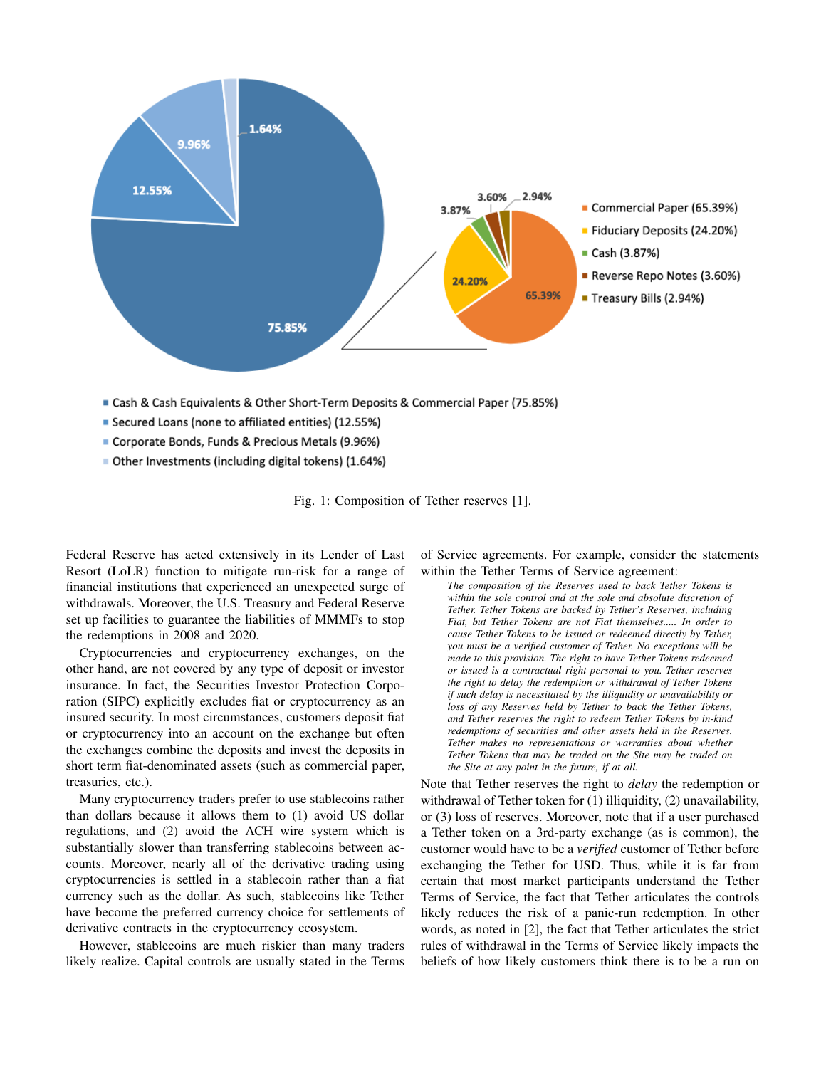Fig. 1: Composition of Tether reserves [1].

Federal Reserve has acted extensively in its Lender of Last Resort (LoLR) function to mitigate run-risk for a range of financial institutions that experienced an unexpected surge of withdrawals. Moreover, the U.S. Treasury and Federal Reserve set up facilities to guarantee the liabilities of MMMFs to stop the redemptions in 2008 and 2020.

Cryptocurrencies and cryptocurrency exchanges, on the other hand, are not covered by any type of deposit or investor insurance. In fact, the Securities Investor Protection Corporation (SIPC) explicitly excludes fiat or cryptocurrency as an insured security. In most circumstances, customers deposit fiat or cryptocurrency into an account on the exchange but often the exchanges combine the deposits and invest the deposits in short term fiat-denominated assets (such as commercial paper, treasuries, etc.).

Many cryptocurrency traders prefer to use stablecoins rather than dollars because it allows them to (1) avoid US dollar regulations, and (2) avoid the ACH wire system which is substantially slower than transferring stablecoins between accounts. Moreover, nearly all of the derivative trading using cryptocurrencies is settled in a stablecoin rather than a fiat currency such as the dollar. As such, stablecoins like Tether have become the preferred currency choice for settlements of derivative contracts in the cryptocurrency ecosystem.

However, stablecoins are much riskier than many traders likely realize. Capital controls are usually stated in the Terms of Service agreements. For example, consider the statements within the Tether Terms of Service agreement:

> *The composition of the Reserves used to back Tether Tokens is within the sole control and at the sole and absolute discretion of Tether. Tether Tokens are backed by Tether's Reserves, including Fiat, but Tether Tokens are not Fiat themselves..... In order to cause Tether Tokens to be issued or redeemed directly by Tether, you must be a verified customer of Tether. No exceptions will be made to this provision. The right to have Tether Tokens redeemed or issued is a contractual right personal to you. Tether reserves the right to delay the redemption or withdrawal of Tether Tokens if such delay is necessitated by the illiquidity or unavailability or loss of any Reserves held by Tether to back the Tether Tokens, and Tether reserves the right to redeem Tether Tokens by in-kind redemptions of securities and other assets held in the Reserves. Tether makes no representations or warranties about whether Tether Tokens that may be traded on the Site may be traded on the Site at any point in the future, if at all.*

Note that Tether reserves the right to *delay* the redemption or withdrawal of Tether token for (1) illiquidity, (2) unavailability, or (3) loss of reserves. Moreover, note that if a user purchased a Tether token on a 3rd-party exchange (as is common), the customer would have to be a *verified* customer of Tether before exchanging the Tether for USD. Thus, while it is far from certain that most market participants understand the Tether Terms of Service, the fact that Tether articulates the controls likely reduces the risk of a panic-run redemption. In other words, as noted in [2], the fact that Tether articulates the strict rules of withdrawal in the Terms of Service likely impacts the beliefs of how likely customers think there is to be a run on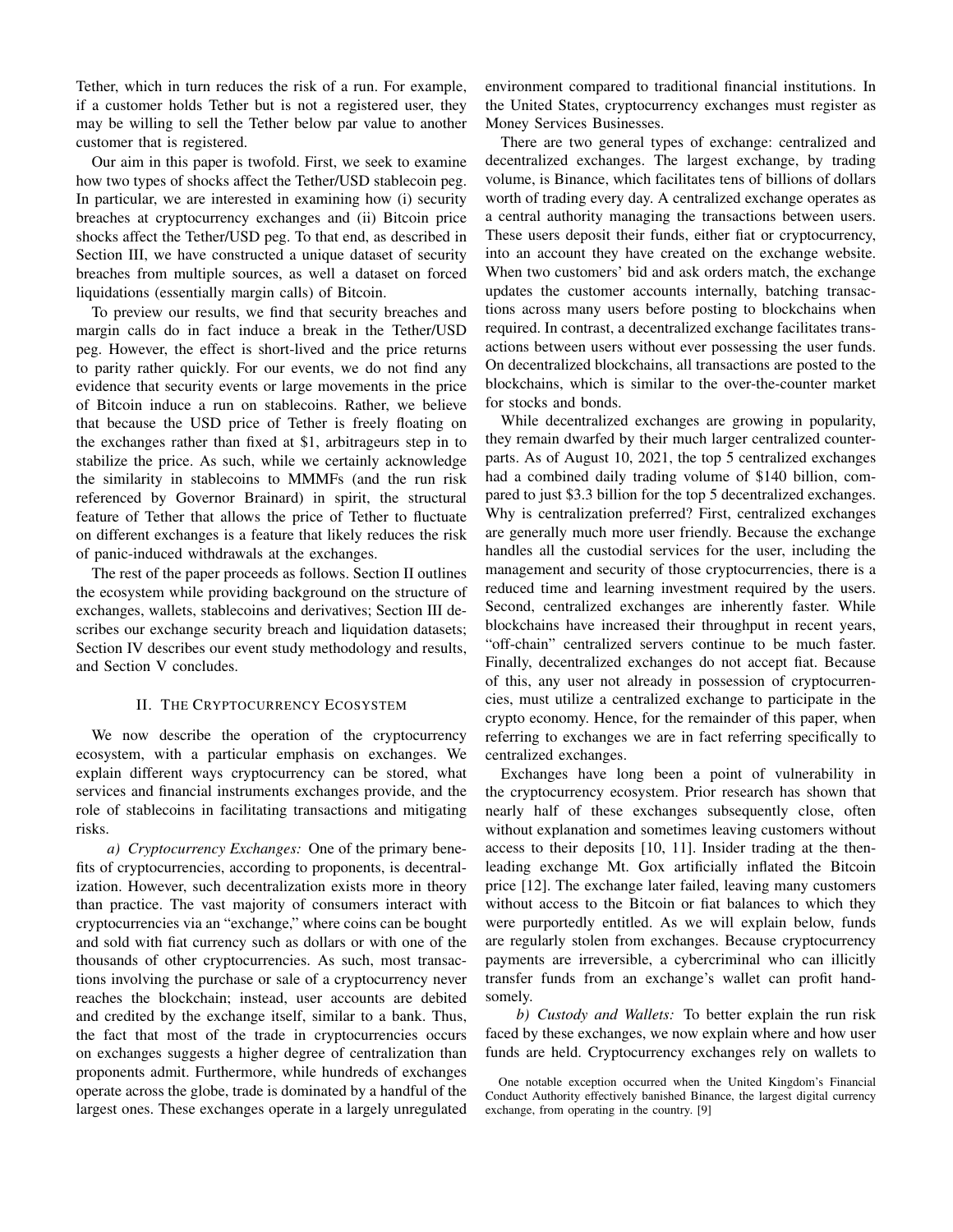Tether, which in turn reduces the risk of a run. For example, if a customer holds Tether but is not a registered user, they may be willing to sell the Tether below par value to another customer that is registered.

Our aim in this paper is twofold. First, we seek to examine how two types of shocks affect the Tether/USD stablecoin peg. In particular, we are interested in examining how (i) security breaches at cryptocurrency exchanges and (ii) Bitcoin price shocks affect the Tether/USD peg. To that end, as described in Section III, we have constructed a unique dataset of security breaches from multiple sources, as well a dataset on forced liquidations (essentially margin calls) of Bitcoin.

To preview our results, we find that security breaches and margin calls do in fact induce a break in the Tether/USD peg. However, the effect is short-lived and the price returns to parity rather quickly. For our events, we do not find any evidence that security events or large movements in the price of Bitcoin induce a run on stablecoins. Rather, we believe that because the USD price of Tether is freely floating on the exchanges rather than fixed at $1, arbitrageurs step in to stabilize the price. As such, while we certainly acknowledge the similarity in stablecoins to MMMFs (and the run risk referenced by Governor Brainard) in spirit, the structural feature of Tether that allows the price of Tether to fluctuate on different exchanges is a feature that likely reduces the risk of panic-induced withdrawals at the exchanges.

The rest of the paper proceeds as follows. Section II outlines the ecosystem while providing background on the structure of exchanges, wallets, stablecoins and derivatives; Section III describes our exchange security breach and liquidation datasets; Section IV describes our event study methodology and results, and Section V concludes.

## II. The Cryptocurrency Ecosystem

We now describe the operation of the cryptocurrency ecosystem, with a particular emphasis on exchanges. We explain different ways cryptocurrency can be stored, what services and financial instruments exchanges provide, and the role of stablecoins in facilitating transactions and mitigating risks.

*a) Cryptocurrency Exchanges:* One of the primary benefits of cryptocurrencies, according to proponents, is decentralization. However, such decentralization exists more in theory than practice. The vast majority of consumers interact with cryptocurrencies via an "exchange," where coins can be bought and sold with fiat currency such as dollars or with one of the thousands of other cryptocurrencies. As such, most transactions involving the purchase or sale of a cryptocurrency never reaches the blockchain; instead, user accounts are debited and credited by the exchange itself, similar to a bank. Thus, the fact that most of the trade in cryptocurrencies occurs on exchanges suggests a higher degree of centralization than proponents admit. Furthermore, while hundreds of exchanges operate across the globe, trade is dominated by a handful of the largest ones. These exchanges operate in a largely unregulated environment compared to traditional financial institutions. In the United States, cryptocurrency exchanges must register as Money Services Businesses.

There are two general types of exchange: centralized and decentralized exchanges. The largest exchange, by trading volume, is Binance, which facilitates tens of billions of dollars worth of trading every day. A centralized exchange operates as a central authority managing the transactions between users. These users deposit their funds, either fiat or cryptocurrency, into an account they have created on the exchange website. When two customers' bid and ask orders match, the exchange updates the customer accounts internally, batching transactions across many users before posting to blockchains when required. In contrast, a decentralized exchange facilitates transactions between users without ever possessing the user funds. On decentralized blockchains, all transactions are posted to the blockchains, which is similar to the over-the-counter market for stocks and bonds.

While decentralized exchanges are growing in popularity, they remain dwarfed by their much larger centralized counterparts. As of August 10, 2021, the top 5 centralized exchanges had a combined daily trading volume of $140 billion, compared to just $3.3 billion for the top 5 decentralized exchanges. Why is centralization preferred? First, centralized exchanges are generally much more user friendly. Because the exchange handles all the custodial services for the user, including the management and security of those cryptocurrencies, there is a reduced time and learning investment required by the users. Second, centralized exchanges are inherently faster. While blockchains have increased their throughput in recent years, "off-chain" centralized servers continue to be much faster. Finally, decentralized exchanges do not accept fiat. Because of this, any user not already in possession of cryptocurrencies, must utilize a centralized exchange to participate in the crypto economy. Hence, for the remainder of this paper, when referring to exchanges we are in fact referring specifically to centralized exchanges.

Exchanges have long been a point of vulnerability in the cryptocurrency ecosystem. Prior research has shown that nearly half of these exchanges subsequently close, often without explanation and sometimes leaving customers without access to their deposits [10, 11]. Insider trading at the then-leading exchange Mt. Gox artificially inflated the Bitcoin price [12]. The exchange later failed, leaving many customers without access to the Bitcoin or fiat balances to which they were purportedly entitled. As we will explain below, funds are regularly stolen from exchanges. Because cryptocurrency payments are irreversible, a cybercriminal who can illicitly transfer funds from an exchange's wallet can profit handsomely.

*b) Custody and Wallets:* To better explain the run risk faced by these exchanges, we now explain where and how user funds are held. Cryptocurrency exchanges rely on wallets to

One notable exception occurred when the United Kingdom's Financial Conduct Authority effectively banished Binance, the largest digital currency exchange, from operating in the country. [9]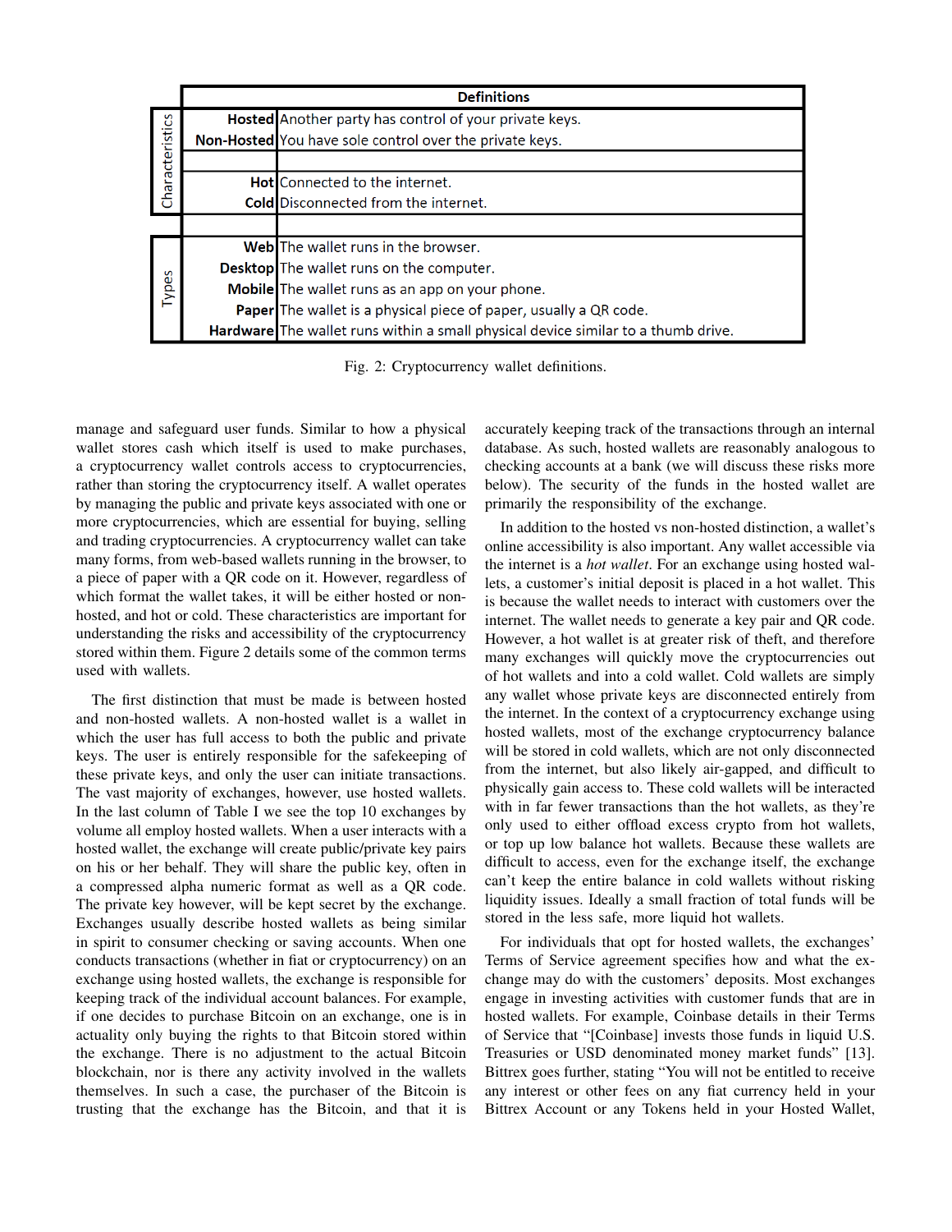| | Term | Definitions |
|---|---|---|
| Characteristics | Hosted | Another party has control of your private keys. |
| | Non-Hosted | You have sole control over the private keys. |
| | | |
| | Hot | Connected to the internet. |
| | Cold | Disconnected from the internet. |
| | | |
| Types | Web | The wallet runs in the browser. |
| | Desktop | The wallet runs on the computer. |
| | Mobile | The wallet runs as an app on your phone. |
| | Paper | The wallet is a physical piece of paper, usually a QR code. |
| | Hardware | The wallet runs within a small physical device similar to a thumb drive. |

Fig. 2: Cryptocurrency wallet definitions.

manage and safeguard user funds. Similar to how a physical wallet stores cash which itself is used to make purchases, a cryptocurrency wallet controls access to cryptocurrencies, rather than storing the cryptocurrency itself. A wallet operates by managing the public and private keys associated with one or more cryptocurrencies, which are essential for buying, selling and trading cryptocurrencies. A cryptocurrency wallet can take many forms, from web-based wallets running in the browser, to a piece of paper with a QR code on it. However, regardless of which format the wallet takes, it will be either hosted or non-hosted, and hot or cold. These characteristics are important for understanding the risks and accessibility of the cryptocurrency stored within them. Figure 2 details some of the common terms used with wallets.

The first distinction that must be made is between hosted and non-hosted wallets. A non-hosted wallet is a wallet in which the user has full access to both the public and private keys. The user is entirely responsible for the safekeeping of these private keys, and only the user can initiate transactions. The vast majority of exchanges, however, use hosted wallets. In the last column of Table I we see the top 10 exchanges by volume all employ hosted wallets. When a user interacts with a hosted wallet, the exchange will create public/private key pairs on his or her behalf. They will share the public key, often in a compressed alpha numeric format as well as a QR code. The private key however, will be kept secret by the exchange. Exchanges usually describe hosted wallets as being similar in spirit to consumer checking or saving accounts. When one conducts transactions (whether in fiat or cryptocurrency) on an exchange using hosted wallets, the exchange is responsible for keeping track of the individual account balances. For example, if one decides to purchase Bitcoin on an exchange, one is in actuality only buying the rights to that Bitcoin stored within the exchange. There is no adjustment to the actual Bitcoin blockchain, nor is there any activity involved in the wallets themselves. In such a case, the purchaser of the Bitcoin is trusting that the exchange has the Bitcoin, and that it is accurately keeping track of the transactions through an internal database. As such, hosted wallets are reasonably analogous to checking accounts at a bank (we will discuss these risks more below). The security of the funds in the hosted wallet are primarily the responsibility of the exchange.

In addition to the hosted vs non-hosted distinction, a wallet's online accessibility is also important. Any wallet accessible via the internet is a *hot wallet*. For an exchange using hosted wallets, a customer's initial deposit is placed in a hot wallet. This is because the wallet needs to interact with customers over the internet. The wallet needs to generate a key pair and QR code. However, a hot wallet is at greater risk of theft, and therefore many exchanges will quickly move the cryptocurrencies out of hot wallets and into a cold wallet. Cold wallets are simply any wallet whose private keys are disconnected entirely from the internet. In the context of a cryptocurrency exchange using hosted wallets, most of the exchange cryptocurrency balance will be stored in cold wallets, which are not only disconnected from the internet, but also likely air-gapped, and difficult to physically gain access to. These cold wallets will be interacted with in far fewer transactions than the hot wallets, as they're only used to either offload excess crypto from hot wallets, or top up low balance hot wallets. Because these wallets are difficult to access, even for the exchange itself, the exchange can't keep the entire balance in cold wallets without risking liquidity issues. Ideally a small fraction of total funds will be stored in the less safe, more liquid hot wallets.

For individuals that opt for hosted wallets, the exchanges' Terms of Service agreement specifies how and what the exchange may do with the customers' deposits. Most exchanges engage in investing activities with customer funds that are in hosted wallets. For example, Coinbase details in their Terms of Service that "[Coinbase] invests those funds in liquid U.S. Treasuries or USD denominated money market funds" [13]. Bittrex goes further, stating "You will not be entitled to receive any interest or other fees on any fiat currency held in your Bittrex Account or any Tokens held in your Hosted Wallet,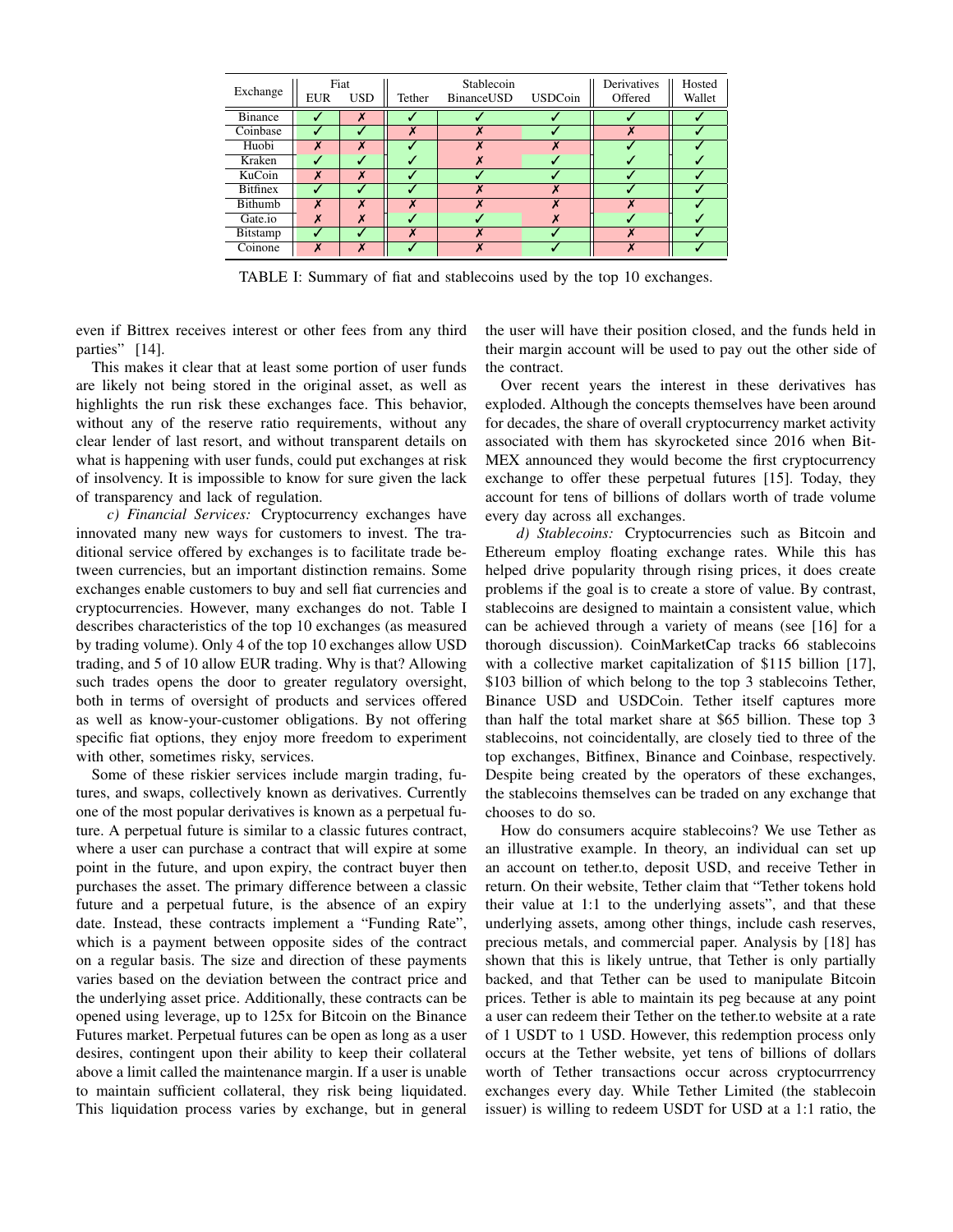| Exchange | Fiat | | Stablecoin | | | Derivatives | Hosted |
|---|---|---|---|---|---|---|---|
| | EUR | USD | Tether | BinanceUSD | USDCoin | Offered | Wallet |
| Binance | ✓ | ✗ | ✓ | ✓ | ✓ | ✓ | ✓ |
| Coinbase | ✓ | ✓ | ✗ | ✗ | ✓ | ✗ | ✓ |
| Huobi | ✗ | ✗ | ✓ | ✗ | ✗ | ✓ | ✓ |
| Kraken | ✓ | ✓ | ✓ | ✗ | ✓ | ✓ | ✓ |
| KuCoin | ✗ | ✗ | ✓ | ✓ | ✓ | ✓ | ✓ |
| Bitfinex | ✓ | ✓ | ✓ | ✗ | ✗ | ✓ | ✓ |
| Bithumb | ✗ | ✗ | ✗ | ✗ | ✗ | ✗ | ✓ |
| Gate.io | ✗ | ✗ | ✓ | ✓ | ✗ | ✓ | ✓ |
| Bitstamp | ✓ | ✓ | ✗ | ✗ | ✓ | ✗ | ✓ |
| Coinone | ✗ | ✗ | ✓ | ✗ | ✓ | ✗ | ✓ |

TABLE I: Summary of fiat and stablecoins used by the top 10 exchanges.

even if Bittrex receives interest or other fees from any third parties" [14].

This makes it clear that at least some portion of user funds are likely not being stored in the original asset, as well as highlights the run risk these exchanges face. This behavior, without any of the reserve ratio requirements, without any clear lender of last resort, and without transparent details on what is happening with user funds, could put exchanges at risk of insolvency. It is impossible to know for sure given the lack of transparency and lack of regulation.

*c) Financial Services:* Cryptocurrency exchanges have innovated many new ways for customers to invest. The traditional service offered by exchanges is to facilitate trade between currencies, but an important distinction remains. Some exchanges enable customers to buy and sell fiat currencies and cryptocurrencies. However, many exchanges do not. Table I describes characteristics of the top 10 exchanges (as measured by trading volume). Only 4 of the top 10 exchanges allow USD trading, and 5 of 10 allow EUR trading. Why is that? Allowing such trades opens the door to greater regulatory oversight, both in terms of oversight of products and services offered as well as know-your-customer obligations. By not offering specific fiat options, they enjoy more freedom to experiment with other, sometimes risky, services.

Some of these riskier services include margin trading, futures, and swaps, collectively known as derivatives. Currently one of the most popular derivatives is known as a perpetual future. A perpetual future is similar to a classic futures contract, where a user can purchase a contract that will expire at some point in the future, and upon expiry, the contract buyer then purchases the asset. The primary difference between a classic future and a perpetual future, is the absence of an expiry date. Instead, these contracts implement a "Funding Rate", which is a payment between opposite sides of the contract on a regular basis. The size and direction of these payments varies based on the deviation between the contract price and the underlying asset price. Additionally, these contracts can be opened using leverage, up to 125x for Bitcoin on the Binance Futures market. Perpetual futures can be open as long as a user desires, contingent upon their ability to keep their collateral above a limit called the maintenance margin. If a user is unable to maintain sufficient collateral, they risk being liquidated. This liquidation process varies by exchange, but in general the user will have their position closed, and the funds held in their margin account will be used to pay out the other side of the contract.

Over recent years the interest in these derivatives has exploded. Although the concepts themselves have been around for decades, the share of overall cryptocurrency market activity associated with them has skyrocketed since 2016 when BitMEX announced they would become the first cryptocurrency exchange to offer these perpetual futures [15]. Today, they account for tens of billions of dollars worth of trade volume every day across all exchanges.

*d) Stablecoins:* Cryptocurrencies such as Bitcoin and Ethereum employ floating exchange rates. While this has helped drive popularity through rising prices, it does create problems if the goal is to create a store of value. By contrast, stablecoins are designed to maintain a consistent value, which can be achieved through a variety of means (see [16] for a thorough discussion). CoinMarketCap tracks 66 stablecoins with a collective market capitalization of $115 billion [17], $103 billion of which belong to the top 3 stablecoins Tether, Binance USD and USDCoin. Tether itself captures more than half the total market share at $65 billion. These top 3 stablecoins, not coincidentally, are closely tied to three of the top exchanges, Bitfinex, Binance and Coinbase, respectively. Despite being created by the operators of these exchanges, the stablecoins themselves can be traded on any exchange that chooses to do so.

How do consumers acquire stablecoins? We use Tether as an illustrative example. In theory, an individual can set up an account on tether.to, deposit USD, and receive Tether in return. On their website, Tether claim that "Tether tokens hold their value at 1:1 to the underlying assets", and that these underlying assets, among other things, include cash reserves, precious metals, and commercial paper. Analysis by [18] has shown that this is likely untrue, that Tether is only partially backed, and that Tether can be used to manipulate Bitcoin prices. Tether is able to maintain its peg because at any point a user can redeem their Tether on the tether.to website at a rate of 1 USDT to 1 USD. However, this redemption process only occurs at the Tether website, yet tens of billions of dollars worth of Tether transactions occur across cryptocurrrency exchanges every day. While Tether Limited (the stablecoin issuer) is willing to redeem USDT for USD at a 1:1 ratio, the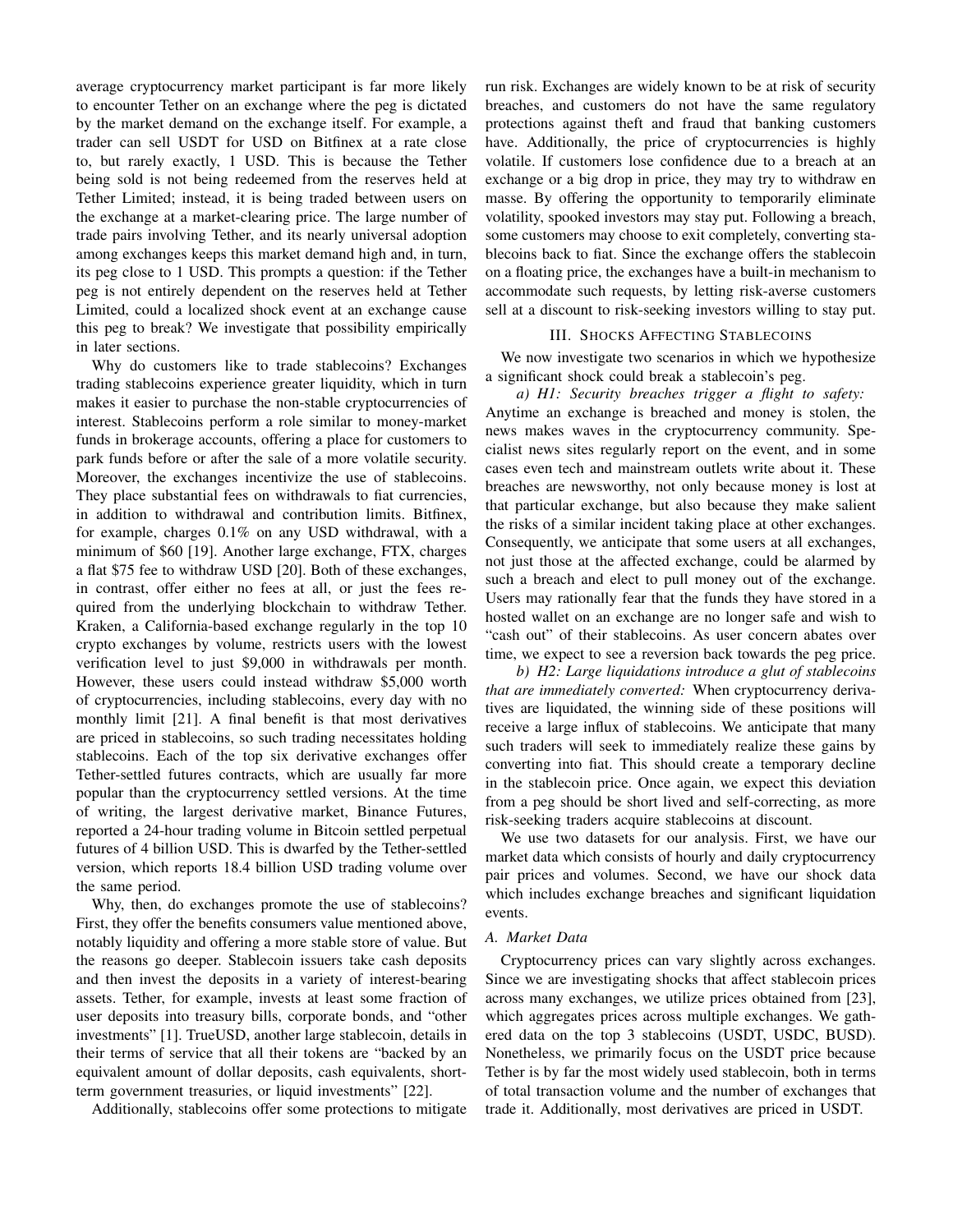average cryptocurrency market participant is far more likely to encounter Tether on an exchange where the peg is dictated by the market demand on the exchange itself. For example, a trader can sell USDT for USD on Bitfinex at a rate close to, but rarely exactly, 1 USD. This is because the Tether being sold is not being redeemed from the reserves held at Tether Limited; instead, it is being traded between users on the exchange at a market-clearing price. The large number of trade pairs involving Tether, and its nearly universal adoption among exchanges keeps this market demand high and, in turn, its peg close to 1 USD. This prompts a question: if the Tether peg is not entirely dependent on the reserves held at Tether Limited, could a localized shock event at an exchange cause this peg to break? We investigate that possibility empirically in later sections.

Why do customers like to trade stablecoins? Exchanges trading stablecoins experience greater liquidity, which in turn makes it easier to purchase the non-stable cryptocurrencies of interest. Stablecoins perform a role similar to money-market funds in brokerage accounts, offering a place for customers to park funds before or after the sale of a more volatile security. Moreover, the exchanges incentivize the use of stablecoins. They place substantial fees on withdrawals to fiat currencies, in addition to withdrawal and contribution limits. Bitfinex, for example, charges 0.1% on any USD withdrawal, with a minimum of $60 [19]. Another large exchange, FTX, charges a flat $75 fee to withdraw USD [20]. Both of these exchanges, in contrast, offer either no fees at all, or just the fees required from the underlying blockchain to withdraw Tether. Kraken, a California-based exchange regularly in the top 10 crypto exchanges by volume, restricts users with the lowest verification level to just $9,000 in withdrawals per month. However, these users could instead withdraw $5,000 worth of cryptocurrencies, including stablecoins, every day with no monthly limit [21]. A final benefit is that most derivatives are priced in stablecoins, so such trading necessitates holding stablecoins. Each of the top six derivative exchanges offer Tether-settled futures contracts, which are usually far more popular than the cryptocurrency settled versions. At the time of writing, the largest derivative market, Binance Futures, reported a 24-hour trading volume in Bitcoin settled perpetual futures of 4 billion USD. This is dwarfed by the Tether-settled version, which reports 18.4 billion USD trading volume over the same period.

Why, then, do exchanges promote the use of stablecoins? First, they offer the benefits consumers value mentioned above, notably liquidity and offering a more stable store of value. But the reasons go deeper. Stablecoin issuers take cash deposits and then invest the deposits in a variety of interest-bearing assets. Tether, for example, invests at least some fraction of user deposits into treasury bills, corporate bonds, and "other investments" [1]. TrueUSD, another large stablecoin, details in their terms of service that all their tokens are "backed by an equivalent amount of dollar deposits, cash equivalents, short-term government treasuries, or liquid investments" [22].

Additionally, stablecoins offer some protections to mitigate run risk. Exchanges are widely known to be at risk of security breaches, and customers do not have the same regulatory protections against theft and fraud that banking customers have. Additionally, the price of cryptocurrencies is highly volatile. If customers lose confidence due to a breach at an exchange or a big drop in price, they may try to withdraw en masse. By offering the opportunity to temporarily eliminate volatility, spooked investors may stay put. Following a breach, some customers may choose to exit completely, converting stablecoins back to fiat. Since the exchange offers the stablecoin on a floating price, the exchanges have a built-in mechanism to accommodate such requests, by letting risk-averse customers sell at a discount to risk-seeking investors willing to stay put.

## III. Shocks Affecting Stablecoins

We now investigate two scenarios in which we hypothesize a significant shock could break a stablecoin's peg.

*a) H1: Security breaches trigger a flight to safety:* Anytime an exchange is breached and money is stolen, the news makes waves in the cryptocurrency community. Specialist news sites regularly report on the event, and in some cases even tech and mainstream outlets write about it. These breaches are newsworthy, not only because money is lost at that particular exchange, but also because they make salient the risks of a similar incident taking place at other exchanges. Consequently, we anticipate that some users at all exchanges, not just those at the affected exchange, could be alarmed by such a breach and elect to pull money out of the exchange. Users may rationally fear that the funds they have stored in a hosted wallet on an exchange are no longer safe and wish to "cash out" of their stablecoins. As user concern abates over time, we expect to see a reversion back towards the peg price.

*b) H2: Large liquidations introduce a glut of stablecoins that are immediately converted:* When cryptocurrency derivatives are liquidated, the winning side of these positions will receive a large influx of stablecoins. We anticipate that many such traders will seek to immediately realize these gains by converting into fiat. This should create a temporary decline in the stablecoin price. Once again, we expect this deviation from a peg should be short lived and self-correcting, as more risk-seeking traders acquire stablecoins at discount.

We use two datasets for our analysis. First, we have our market data which consists of hourly and daily cryptocurrency pair prices and volumes. Second, we have our shock data which includes exchange breaches and significant liquidation events.

### A. Market Data

Cryptocurrency prices can vary slightly across exchanges. Since we are investigating shocks that affect stablecoin prices across many exchanges, we utilize prices obtained from [23], which aggregates prices across multiple exchanges. We gathered data on the top 3 stablecoins (USDT, USDC, BUSD). Nonetheless, we primarily focus on the USDT price because Tether is by far the most widely used stablecoin, both in terms of total transaction volume and the number of exchanges that trade it. Additionally, most derivatives are priced in USDT.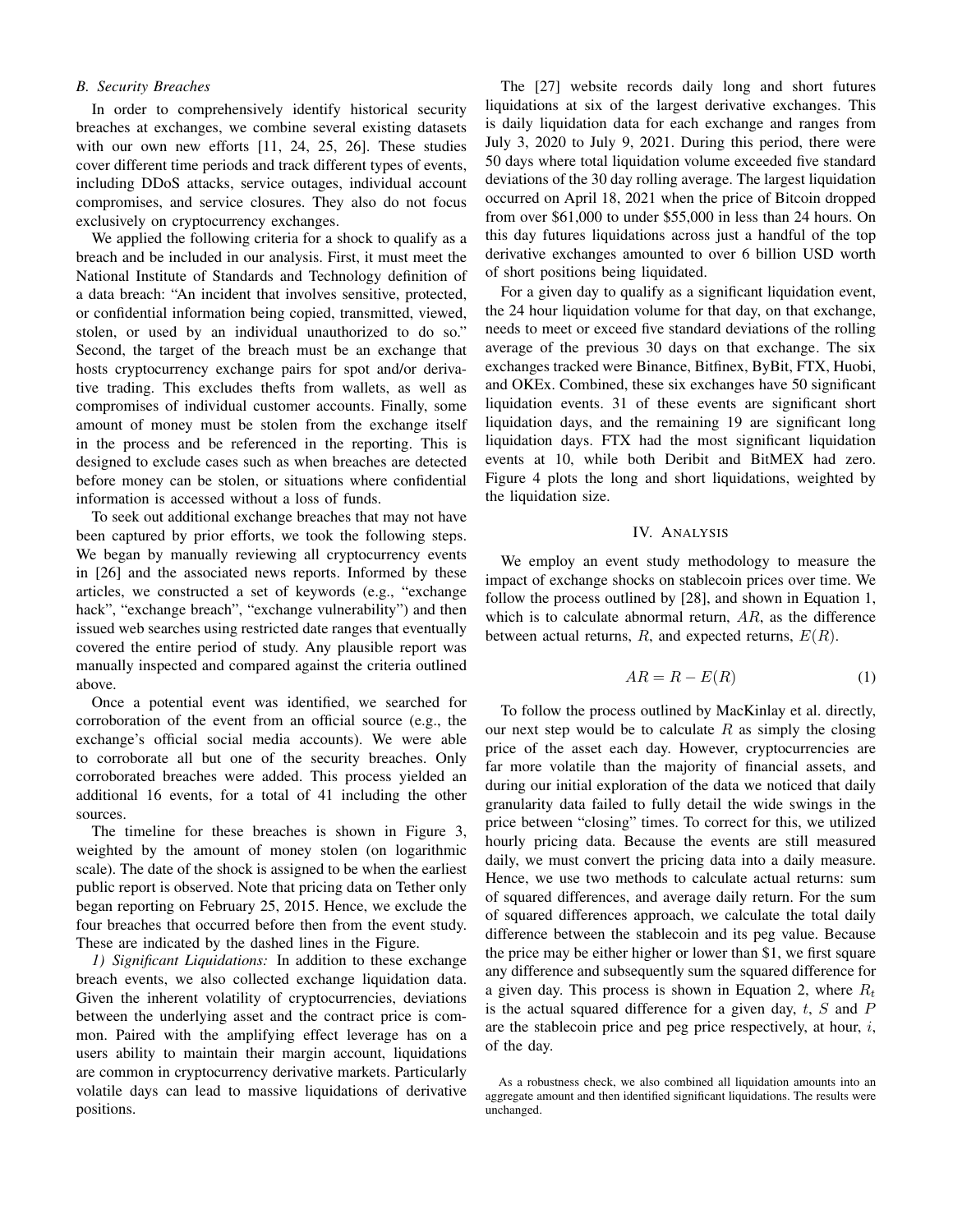### B. Security Breaches

In order to comprehensively identify historical security breaches at exchanges, we combine several existing datasets with our own new efforts [11, 24, 25, 26]. These studies cover different time periods and track different types of events, including DDoS attacks, service outages, individual account compromises, and service closures. They also do not focus exclusively on cryptocurrency exchanges.

We applied the following criteria for a shock to qualify as a breach and be included in our analysis. First, it must meet the National Institute of Standards and Technology definition of a data breach: "An incident that involves sensitive, protected, or confidential information being copied, transmitted, viewed, stolen, or used by an individual unauthorized to do so." Second, the target of the breach must be an exchange that hosts cryptocurrency exchange pairs for spot and/or derivative trading. This excludes thefts from wallets, as well as compromises of individual customer accounts. Finally, some amount of money must be stolen from the exchange itself in the process and be referenced in the reporting. This is designed to exclude cases such as when breaches are detected before money can be stolen, or situations where confidential information is accessed without a loss of funds.

To seek out additional exchange breaches that may not have been captured by prior efforts, we took the following steps. We began by manually reviewing all cryptocurrency events in [26] and the associated news reports. Informed by these articles, we constructed a set of keywords (e.g., "exchange hack", "exchange breach", "exchange vulnerability") and then issued web searches using restricted date ranges that eventually covered the entire period of study. Any plausible report was manually inspected and compared against the criteria outlined above.

Once a potential event was identified, we searched for corroboration of the event from an official source (e.g., the exchange's official social media accounts). We were able to corroborate all but one of the security breaches. Only corroborated breaches were added. This process yielded an additional 16 events, for a total of 41 including the other sources.

The timeline for these breaches is shown in Figure 3, weighted by the amount of money stolen (on logarithmic scale). The date of the shock is assigned to be when the earliest public report is observed. Note that pricing data on Tether only began reporting on February 25, 2015. Hence, we exclude the four breaches that occurred before then from the event study. These are indicated by the dashed lines in the Figure.

*1) Significant Liquidations:* In addition to these exchange breach events, we also collected exchange liquidation data. Given the inherent volatility of cryptocurrencies, deviations between the underlying asset and the contract price is common. Paired with the amplifying effect leverage has on a users ability to maintain their margin account, liquidations are common in cryptocurrency derivative markets. Particularly volatile days can lead to massive liquidations of derivative positions.

The [27] website records daily long and short futures liquidations at six of the largest derivative exchanges. This is daily liquidation data for each exchange and ranges from July 3, 2020 to July 9, 2021. During this period, there were 50 days where total liquidation volume exceeded five standard deviations of the 30 day rolling average. The largest liquidation occurred on April 18, 2021 when the price of Bitcoin dropped from over \$61,000 to under \$55,000 in less than 24 hours. On this day futures liquidations across just a handful of the top derivative exchanges amounted to over 6 billion USD worth of short positions being liquidated.

For a given day to qualify as a significant liquidation event, the 24 hour liquidation volume for that day, on that exchange, needs to meet or exceed five standard deviations of the rolling average of the previous 30 days on that exchange. The six exchanges tracked were Binance, Bitfinex, ByBit, FTX, Huobi, and OKEx. Combined, these six exchanges have 50 significant liquidation events. 31 of these events are significant short liquidation days, and the remaining 19 are significant long liquidation days. FTX had the most significant liquidation events at 10, while both Deribit and BitMEX had zero. Figure 4 plots the long and short liquidations, weighted by the liquidation size.

## IV. Analysis

We employ an event study methodology to measure the impact of exchange shocks on stablecoin prices over time. We follow the process outlined by [28], and shown in Equation 1, which is to calculate abnormal return, $AR$, as the difference between actual returns, $R$, and expected returns, $E(R)$.

$$AR = R - E(R) \tag{1}$$

To follow the process outlined by MacKinlay et al. directly, our next step would be to calculate $R$ as simply the closing price of the asset each day. However, cryptocurrencies are far more volatile than the majority of financial assets, and during our initial exploration of the data we noticed that daily granularity data failed to fully detail the wide swings in the price between "closing" times. To correct for this, we utilized hourly pricing data. Because the events are still measured daily, we must convert the pricing data into a daily measure. Hence, we use two methods to calculate actual returns: sum of squared differences, and average daily return. For the sum of squared differences approach, we calculate the total daily difference between the stablecoin and its peg value. Because the price may be either higher or lower than \$1, we first square any difference and subsequently sum the squared difference for a given day. This process is shown in Equation 2, where $R_t$ is the actual squared difference for a given day, $t$, $S$ and $P$ are the stablecoin price and peg price respectively, at hour, $i$, of the day.

As a robustness check, we also combined all liquidation amounts into an aggregate amount and then identified significant liquidations. The results were unchanged.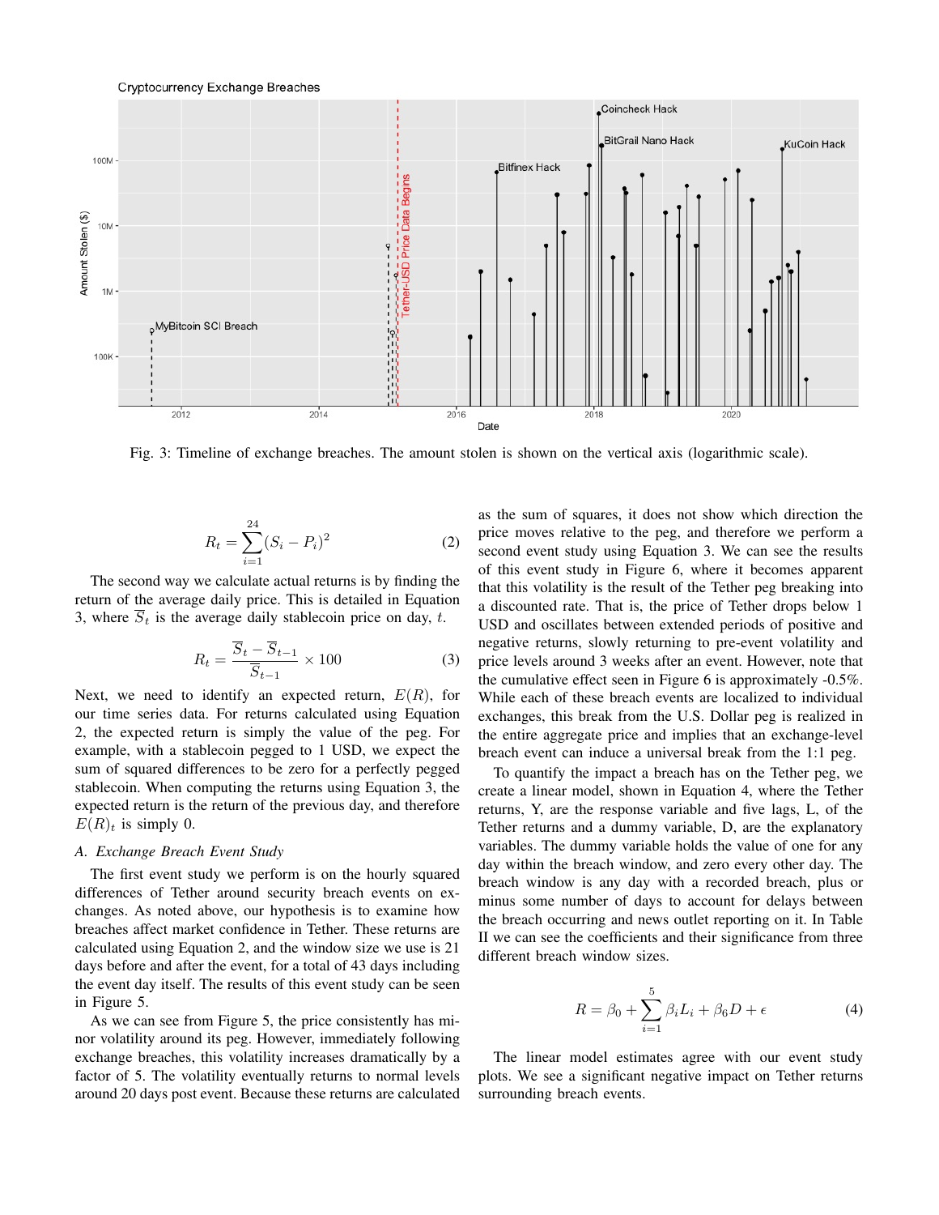Fig. 3: Timeline of exchange breaches. The amount stolen is shown on the vertical axis (logarithmic scale).

$$R_t = \sum_{i=1}^{24} (S_i - P_i)^2 \tag{2}$$

The second way we calculate actual returns is by finding the return of the average daily price. This is detailed in Equation 3, where $\overline{S}_t$ is the average daily stablecoin price on day, $t$.

$$R_t = \frac{\overline{S}_t - \overline{S}_{t-1}}{\overline{S}_{t-1}} \times 100 \tag{3}$$

Next, we need to identify an expected return, $E(R)$, for our time series data. For returns calculated using Equation 2, the expected return is simply the value of the peg. For example, with a stablecoin pegged to 1 USD, we expect the sum of squared differences to be zero for a perfectly pegged stablecoin. When computing the returns using Equation 3, the expected return is the return of the previous day, and therefore $E(R)_t$ is simply 0.

### A. Exchange Breach Event Study

The first event study we perform is on the hourly squared differences of Tether around security breach events on exchanges. As noted above, our hypothesis is to examine how breaches affect market confidence in Tether. These returns are calculated using Equation 2, and the window size we use is 21 days before and after the event, for a total of 43 days including the event day itself. The results of this event study can be seen in Figure 5.

As we can see from Figure 5, the price consistently has minor volatility around its peg. However, immediately following exchange breaches, this volatility increases dramatically by a factor of 5. The volatility eventually returns to normal levels around 20 days post event. Because these returns are calculated as the sum of squares, it does not show which direction the price moves relative to the peg, and therefore we perform a second event study using Equation 3. We can see the results of this event study in Figure 6, where it becomes apparent that this volatility is the result of the Tether peg breaking into a discounted rate. That is, the price of Tether drops below 1 USD and oscillates between extended periods of positive and negative returns, slowly returning to pre-event volatility and price levels around 3 weeks after an event. However, note that the cumulative effect seen in Figure 6 is approximately -0.5%. While each of these breach events are localized to individual exchanges, this break from the U.S. Dollar peg is realized in the entire aggregate price and implies that an exchange-level breach event can induce a universal break from the 1:1 peg.

To quantify the impact a breach has on the Tether peg, we create a linear model, shown in Equation 4, where the Tether returns, Y, are the response variable and five lags, L, of the Tether returns and a dummy variable, D, are the explanatory variables. The dummy variable holds the value of one for any day within the breach window, and zero every other day. The breach window is any day with a recorded breach, plus or minus some number of days to account for delays between the breach occurring and news outlet reporting on it. In Table II we can see the coefficients and their significance from three different breach window sizes.

$$R = \beta_0 + \sum_{i=1}^{5} \beta_i L_i + \beta_6 D + \epsilon \tag{4}$$

The linear model estimates agree with our event study plots. We see a significant negative impact on Tether returns surrounding breach events.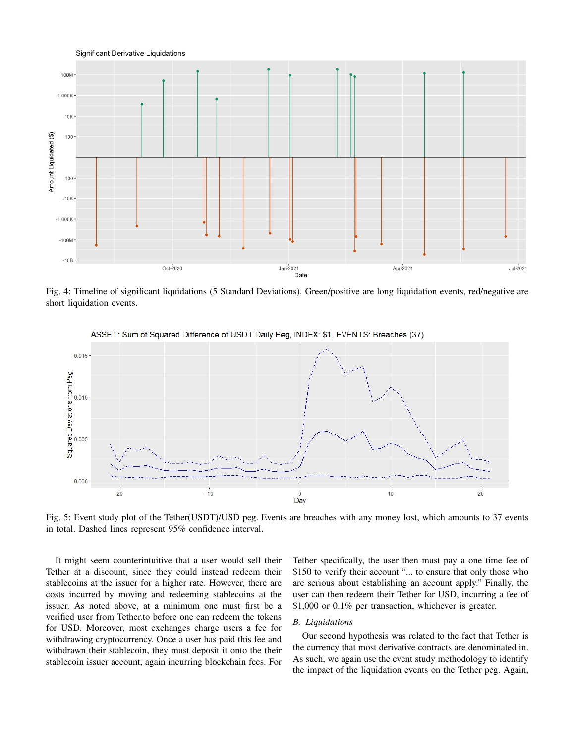Fig. 4: Timeline of significant liquidations (5 Standard Deviations). Green/positive are long liquidation events, red/negative are short liquidation events.

Fig. 5: Event study plot of the Tether(USDT)/USD peg. Events are breaches with any money lost, which amounts to 37 events in total. Dashed lines represent 95% confidence interval.

It might seem counterintuitive that a user would sell their Tether at a discount, since they could instead redeem their stablecoins at the issuer for a higher rate. However, there are costs incurred by moving and redeeming stablecoins at the issuer. As noted above, at a minimum one must first be a verified user from Tether.to before one can redeem the tokens for USD. Moreover, most exchanges charge users a fee for withdrawing cryptocurrency. Once a user has paid this fee and withdrawn their stablecoin, they must deposit it onto the their stablecoin issuer account, again incurring blockchain fees. For Tether specifically, the user then must pay a one time fee of \$150 to verify their account "... to ensure that only those who are serious about establishing an account apply." Finally, the user can then redeem their Tether for USD, incurring a fee of \$1,000 or 0.1% per transaction, whichever is greater.

### B. Liquidations

Our second hypothesis was related to the fact that Tether is the currency that most derivative contracts are denominated in. As such, we again use the event study methodology to identify the impact of the liquidation events on the Tether peg. Again,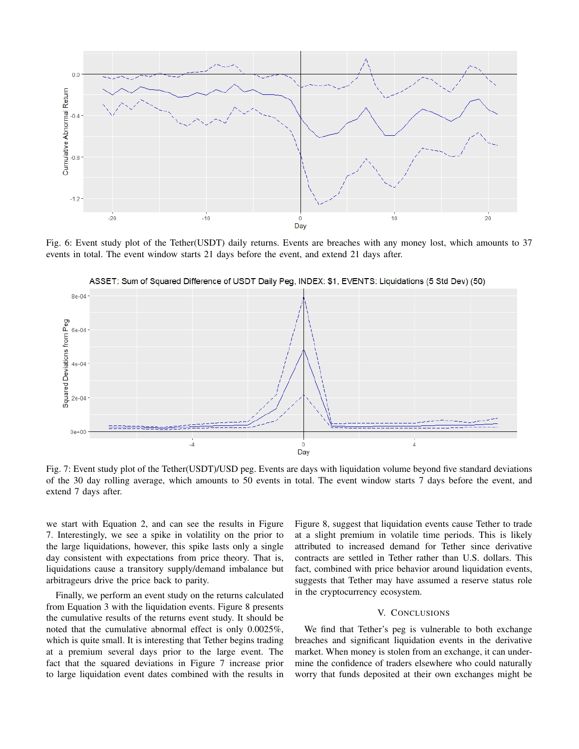Fig. 6: Event study plot of the Tether(USDT) daily returns. Events are breaches with any money lost, which amounts to 37 events in total. The event window starts 21 days before the event, and extend 21 days after.

Fig. 7: Event study plot of the Tether(USDT)/USD peg. Events are days with liquidation volume beyond five standard deviations of the 30 day rolling average, which amounts to 50 events in total. The event window starts 7 days before the event, and extend 7 days after.

we start with Equation 2, and can see the results in Figure 7. Interestingly, we see a spike in volatility on the prior to the large liquidations, however, this spike lasts only a single day consistent with expectations from price theory. That is, liquidations cause a transitory supply/demand imbalance but arbitrageurs drive the price back to parity.

Finally, we perform an event study on the returns calculated from Equation 3 with the liquidation events. Figure 8 presents the cumulative results of the returns event study. It should be noted that the cumulative abnormal effect is only 0.0025%, which is quite small. It is interesting that Tether begins trading at a premium several days prior to the large event. The fact that the squared deviations in Figure 7 increase prior to large liquidation event dates combined with the results in Figure 8, suggest that liquidation events cause Tether to trade at a slight premium in volatile time periods. This is likely attributed to increased demand for Tether since derivative contracts are settled in Tether rather than U.S. dollars. This fact, combined with price behavior around liquidation events, suggests that Tether may have assumed a reserve status role in the cryptocurrency ecosystem.

## V. Conclusions

We find that Tether's peg is vulnerable to both exchange breaches and significant liquidation events in the derivative market. When money is stolen from an exchange, it can undermine the confidence of traders elsewhere who could naturally worry that funds deposited at their own exchanges might be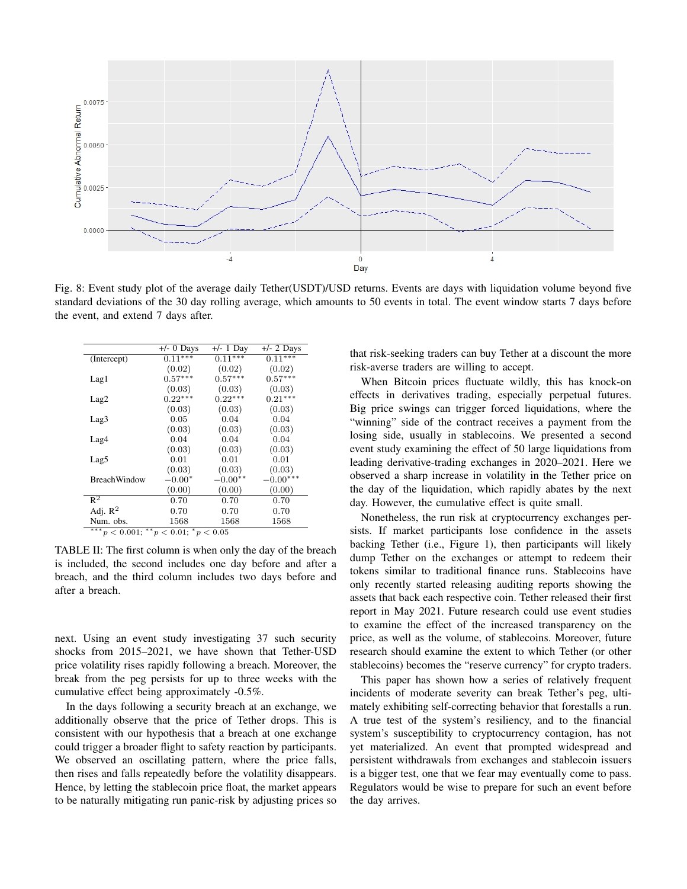Fig. 8: Event study plot of the average daily Tether(USDT)/USD returns. Events are days with liquidation volume beyond five standard deviations of the 30 day rolling average, which amounts to 50 events in total. The event window starts 7 days before the event, and extend 7 days after.

| | +/- 0 Days | +/- 1 Day | +/- 2 Days |
|---|---|---|---|
| (Intercept) | $0.11^{***}$ | $0.11^{***}$ | $0.11^{***}$ |
| | (0.02) | (0.02) | (0.02) |
| Lag1 | $0.57^{***}$ | $0.57^{***}$ | $0.57^{***}$ |
| | (0.03) | (0.03) | (0.03) |
| Lag2 | $0.22^{***}$ | $0.22^{***}$ | $0.21^{***}$ |
| | (0.03) | (0.03) | (0.03) |
| Lag3 | 0.05 | 0.04 | 0.04 |
| | (0.03) | (0.03) | (0.03) |
| Lag4 | 0.04 | 0.04 | 0.04 |
| | (0.03) | (0.03) | (0.03) |
| Lag5 | 0.01 | 0.01 | 0.01 |
| | (0.03) | (0.03) | (0.03) |
| BreachWindow | $-0.00^{*}$ | $-0.00^{**}$ | $-0.00^{***}$ |
| | (0.00) | (0.00) | (0.00) |
| $R^2$ | 0.70 | 0.70 | 0.70 |
| Adj. $R^2$ | 0.70 | 0.70 | 0.70 |
| Num. obs. | 1568 | 1568 | 1568 |

$^{***}p < 0.001$; $^{**}p < 0.01$; $^{*}p < 0.05$

TABLE II: The first column is when only the day of the breach is included, the second includes one day before and after a breach, and the third column includes two days before and after a breach.

next. Using an event study investigating 37 such security shocks from 2015–2021, we have shown that Tether-USD price volatility rises rapidly following a breach. Moreover, the break from the peg persists for up to three weeks with the cumulative effect being approximately -0.5%.

In the days following a security breach at an exchange, we additionally observe that the price of Tether drops. This is consistent with our hypothesis that a breach at one exchange could trigger a broader flight to safety reaction by participants. We observed an oscillating pattern, where the price falls, then rises and falls repeatedly before the volatility disappears. Hence, by letting the stablecoin price float, the market appears to be naturally mitigating run panic-risk by adjusting prices so that risk-seeking traders can buy Tether at a discount the more risk-averse traders are willing to accept.

When Bitcoin prices fluctuate wildly, this has knock-on effects in derivatives trading, especially perpetual futures. Big price swings can trigger forced liquidations, where the "winning" side of the contract receives a payment from the losing side, usually in stablecoins. We presented a second event study examining the effect of 50 large liquidations from leading derivative-trading exchanges in 2020–2021. Here we observed a sharp increase in volatility in the Tether price on the day of the liquidation, which rapidly abates by the next day. However, the cumulative effect is quite small.

Nonetheless, the run risk at cryptocurrency exchanges persists. If market participants lose confidence in the assets backing Tether (i.e., Figure 1), then participants will likely dump Tether on the exchanges or attempt to redeem their tokens similar to traditional finance runs. Stablecoins have only recently started releasing auditing reports showing the assets that back each respective coin. Tether released their first report in May 2021. Future research could use event studies to examine the effect of the increased transparency on the price, as well as the volume, of stablecoins. Moreover, future research should examine the extent to which Tether (or other stablecoins) becomes the "reserve currency" for crypto traders.

This paper has shown how a series of relatively frequent incidents of moderate severity can break Tether's peg, ultimately exhibiting self-correcting behavior that forestalls a run. A true test of the system's resiliency, and to the financial system's susceptibility to cryptocurrency contagion, has not yet materialized. An event that prompted widespread and persistent withdrawals from exchanges and stablecoin issuers is a bigger test, one that we fear may eventually come to pass. Regulators would be wise to prepare for such an event before the day arrives.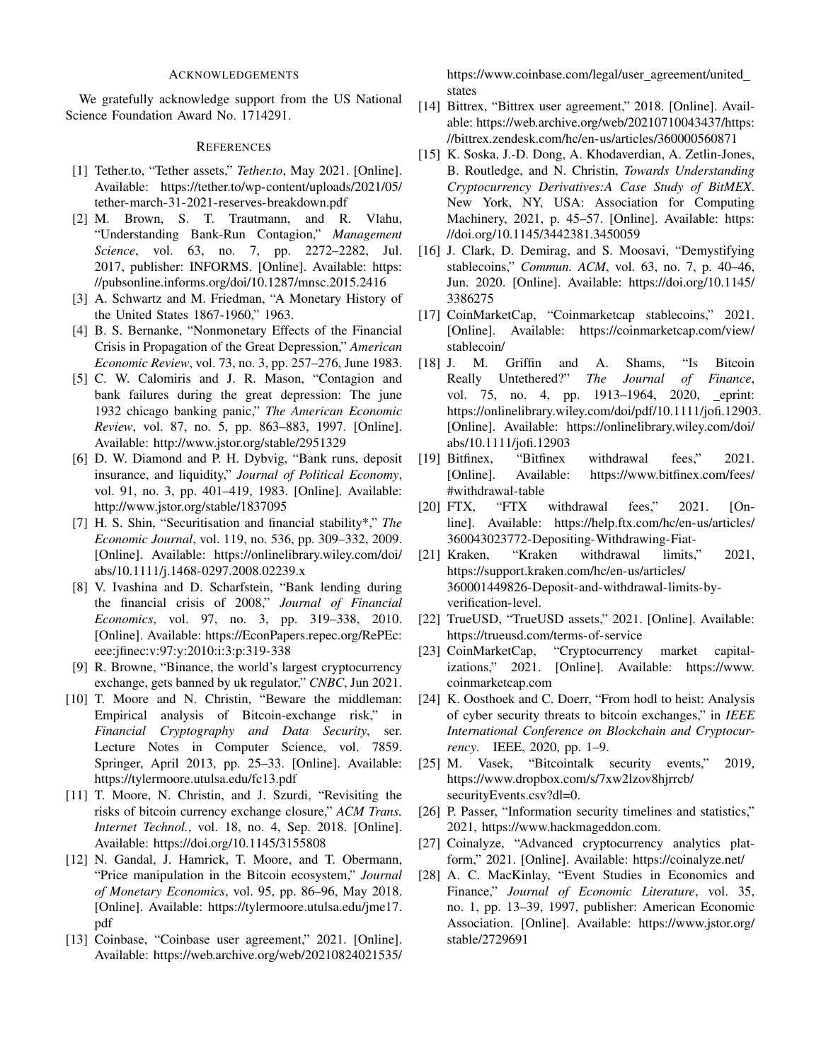## Acknowledgements

We gratefully acknowledge support from the US National Science Foundation Award No. 1714291.

## References

[1] Tether.to, "Tether assets," *Tether.to*, May 2021. [Online]. Available: https://tether.to/wp-content/uploads/2021/05/tether-march-31-2021-reserves-breakdown.pdf

[2] M. Brown, S. T. Trautmann, and R. Vlahu, "Understanding Bank-Run Contagion," *Management Science*, vol. 63, no. 7, pp. 2272–2282, Jul. 2017, publisher: INFORMS. [Online]. Available: https://pubsonline.informs.org/doi/10.1287/mnsc.2015.2416

[3] A. Schwartz and M. Friedman, "A Monetary History of the United States 1867-1960," 1963.

[4] B. S. Bernanke, "Nonmonetary Effects of the Financial Crisis in Propagation of the Great Depression," *American Economic Review*, vol. 73, no. 3, pp. 257–276, June 1983.

[5] C. W. Calomiris and J. R. Mason, "Contagion and bank failures during the great depression: The june 1932 chicago banking panic," *The American Economic Review*, vol. 87, no. 5, pp. 863–883, 1997. [Online]. Available: http://www.jstor.org/stable/2951329

[6] D. W. Diamond and P. H. Dybvig, "Bank runs, deposit insurance, and liquidity," *Journal of Political Economy*, vol. 91, no. 3, pp. 401–419, 1983. [Online]. Available: http://www.jstor.org/stable/1837095

[7] H. S. Shin, "Securitisation and financial stability*," *The Economic Journal*, vol. 119, no. 536, pp. 309–332, 2009. [Online]. Available: https://onlinelibrary.wiley.com/doi/abs/10.1111/j.1468-0297.2008.02239.x

[8] V. Ivashina and D. Scharfstein, "Bank lending during the financial crisis of 2008," *Journal of Financial Economics*, vol. 97, no. 3, pp. 319–338, 2010. [Online]. Available: https://EconPapers.repec.org/RePEc:eee:jfinec:v:97:y:2010:i:3:p:319-338

[9] R. Browne, "Binance, the world's largest cryptocurrency exchange, gets banned by uk regulator," *CNBC*, Jun 2021.

[10] T. Moore and N. Christin, "Beware the middleman: Empirical analysis of Bitcoin-exchange risk," in *Financial Cryptography and Data Security*, ser. Lecture Notes in Computer Science, vol. 7859. Springer, April 2013, pp. 25–33. [Online]. Available: https://tylermoore.utulsa.edu/fc13.pdf

[11] T. Moore, N. Christin, and J. Szurdi, "Revisiting the risks of bitcoin currency exchange closure," *ACM Trans. Internet Technol.*, vol. 18, no. 4, Sep. 2018. [Online]. Available: https://doi.org/10.1145/3155808

[12] N. Gandal, J. Hamrick, T. Moore, and T. Obermann, "Price manipulation in the Bitcoin ecosystem," *Journal of Monetary Economics*, vol. 95, pp. 86–96, May 2018. [Online]. Available: https://tylermoore.utulsa.edu/jme17.pdf

[13] Coinbase, "Coinbase user agreement," 2021. [Online]. Available: https://web.archive.org/web/20210824021535/https://www.coinbase.com/legal/user_agreement/united_states

[14] Bittrex, "Bittrex user agreement," 2018. [Online]. Available: https://web.archive.org/web/20210710043437/https://bittrex.zendesk.com/hc/en-us/articles/360000560871

[15] K. Soska, J.-D. Dong, A. Khodaverdian, A. Zetlin-Jones, B. Routledge, and N. Christin, *Towards Understanding Cryptocurrency Derivatives:A Case Study of BitMEX*. New York, NY, USA: Association for Computing Machinery, 2021, p. 45–57. [Online]. Available: https://doi.org/10.1145/3442381.3450059

[16] J. Clark, D. Demirag, and S. Moosavi, "Demystifying stablecoins," *Commun. ACM*, vol. 63, no. 7, p. 40–46, Jun. 2020. [Online]. Available: https://doi.org/10.1145/3386275

[17] CoinMarketCap, "Coinmarketcap stablecoins," 2021. [Online]. Available: https://coinmarketcap.com/view/stablecoin/

[18] J. M. Griffin and A. Shams, "Is Bitcoin Really Untethered?" *The Journal of Finance*, vol. 75, no. 4, pp. 1913–1964, 2020, _eprint: https://onlinelibrary.wiley.com/doi/pdf/10.1111/jofi.12903. [Online]. Available: https://onlinelibrary.wiley.com/doi/abs/10.1111/jofi.12903

[19] Bitfinex, "Bitfinex withdrawal fees," 2021. [Online]. Available: https://www.bitfinex.com/fees/#withdrawal-table

[20] FTX, "FTX withdrawal fees," 2021. [Online]. Available: https://help.ftx.com/hc/en-us/articles/360043023772-Depositing-Withdrawing-Fiat-

[21] Kraken, "Kraken withdrawal limits," 2021, https://support.kraken.com/hc/en-us/articles/360001449826-Deposit-and-withdrawal-limits-by-verification-level.

[22] TrueUSD, "TrueUSD assets," 2021. [Online]. Available: https://trueusd.com/terms-of-service

[23] CoinMarketCap, "Cryptocurrency market capitalizations," 2021. [Online]. Available: https://www.coinmarketcap.com

[24] K. Oosthoek and C. Doerr, "From hodl to heist: Analysis of cyber security threats to bitcoin exchanges," in *IEEE International Conference on Blockchain and Cryptocurrency*. IEEE, 2020, pp. 1–9.

[25] M. Vasek, "Bitcointalk security events," 2019, https://www.dropbox.com/s/7xw2lzov8hjrrcb/securityEvents.csv?dl=0.

[26] P. Passer, "Information security timelines and statistics," 2021, https://www.hackmageddon.com.

[27] Coinalyze, "Advanced cryptocurrency analytics platform," 2021. [Online]. Available: https://coinalyze.net/

[28] A. C. MacKinlay, "Event Studies in Economics and Finance," *Journal of Economic Literature*, vol. 35, no. 1, pp. 13–39, 1997, publisher: American Economic Association. [Online]. Available: https://www.jstor.org/stable/2729691